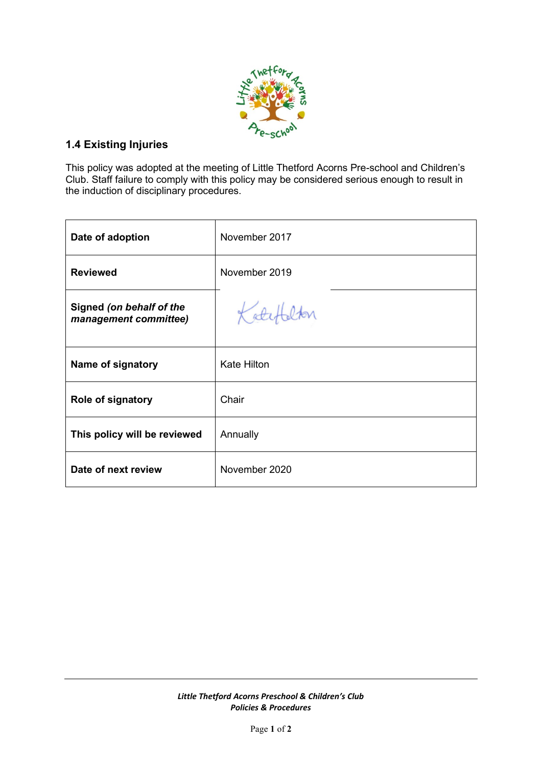## 1.4 Existing Injuries

This policy was adopted at the meeting of Little Thetford Acorns Pre-school and Children's Club. Staff failure to comply with this policy may be considered serious enough to result in the induction of disciplinary procedures.

| | |
|---|---|
| **Date of adoption** | November 2017 |
| **Reviewed** | November 2019 |
| **Signed** ***(on behalf of the management committee)*** | Kate Hilton |
| **Name of signatory** | Kate Hilton |
| **Role of signatory** | Chair |
| **This policy will be reviewed** | Annually |
| **Date of next review** | November 2020 |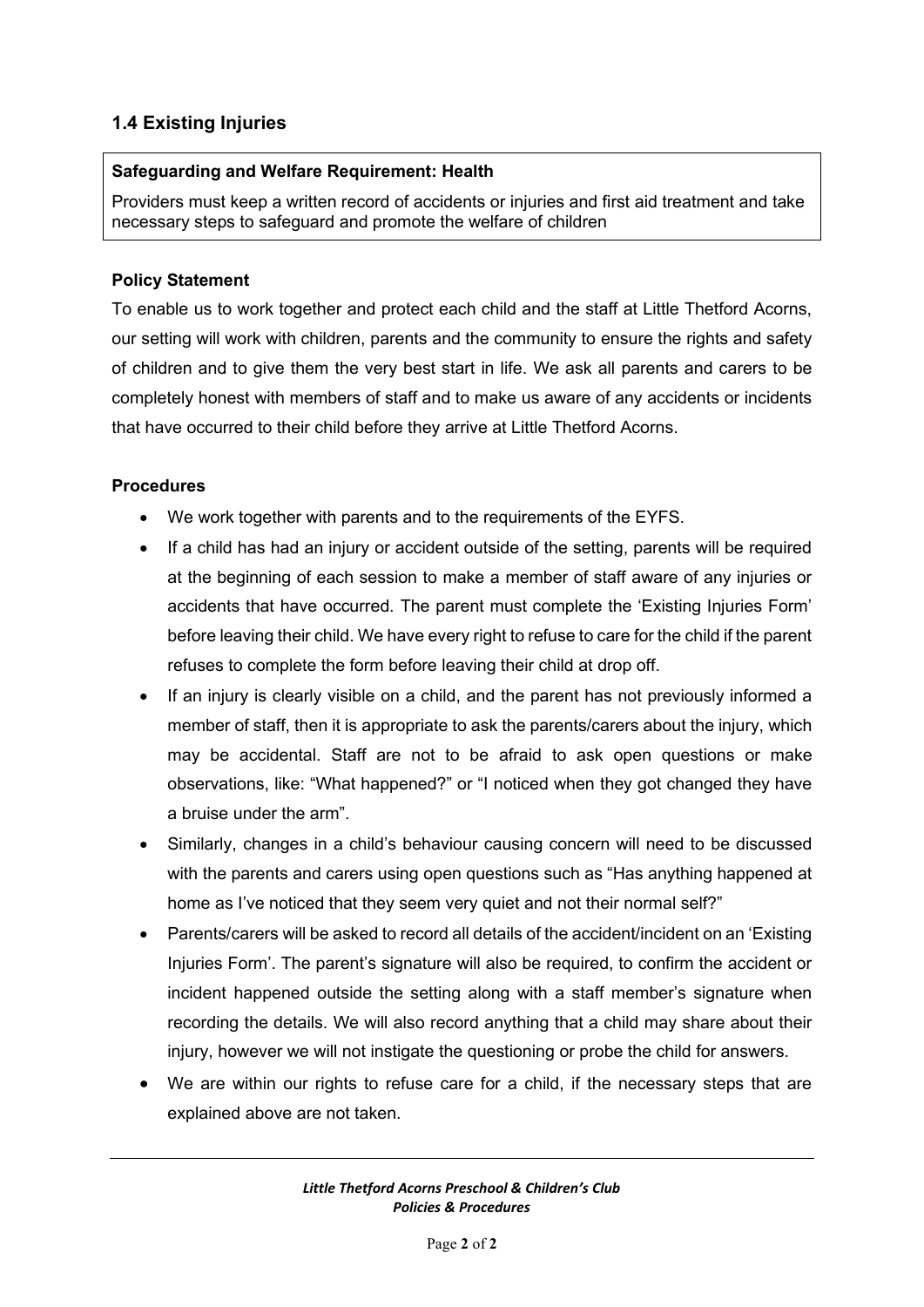## 1.4 Existing Injuries

**Safeguarding and Welfare Requirement: Health**

Providers must keep a written record of accidents or injuries and first aid treatment and take necessary steps to safeguard and promote the welfare of children

**Policy Statement**

To enable us to work together and protect each child and the staff at Little Thetford Acorns, our setting will work with children, parents and the community to ensure the rights and safety of children and to give them the very best start in life. We ask all parents and carers to be completely honest with members of staff and to make us aware of any accidents or incidents that have occurred to their child before they arrive at Little Thetford Acorns.

**Procedures**

- We work together with parents and to the requirements of the EYFS.
- If a child has had an injury or accident outside of the setting, parents will be required at the beginning of each session to make a member of staff aware of any injuries or accidents that have occurred. The parent must complete the 'Existing Injuries Form' before leaving their child. We have every right to refuse to care for the child if the parent refuses to complete the form before leaving their child at drop off.
- If an injury is clearly visible on a child, and the parent has not previously informed a member of staff, then it is appropriate to ask the parents/carers about the injury, which may be accidental. Staff are not to be afraid to ask open questions or make observations, like: "What happened?" or "I noticed when they got changed they have a bruise under the arm".
- Similarly, changes in a child's behaviour causing concern will need to be discussed with the parents and carers using open questions such as "Has anything happened at home as I've noticed that they seem very quiet and not their normal self?"
- Parents/carers will be asked to record all details of the accident/incident on an 'Existing Injuries Form'. The parent's signature will also be required, to confirm the accident or incident happened outside the setting along with a staff member's signature when recording the details. We will also record anything that a child may share about their injury, however we will not instigate the questioning or probe the child for answers.
- We are within our rights to refuse care for a child, if the necessary steps that are explained above are not taken.